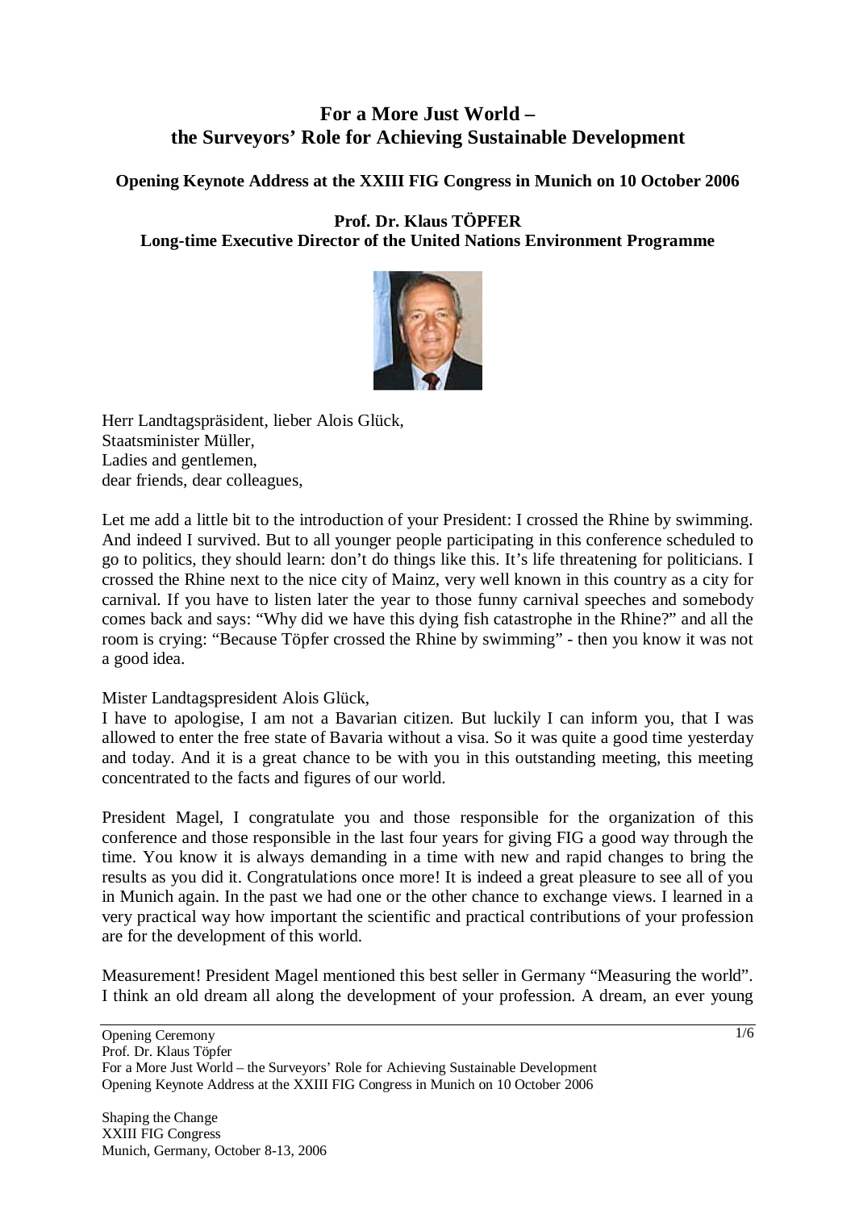# For a More Just World – the Surveyors' Role for Achieving Sustainable Development

**Opening Keynote Address at the XXIII FIG Congress in Munich on 10 October 2006**

**Prof. Dr. Klaus TÖPFER**
**Long-time Executive Director of the United Nations Environment Programme**

Herr Landtagspräsident, lieber Alois Glück,
Staatsminister Müller,
Ladies and gentlemen,
dear friends, dear colleagues,

Let me add a little bit to the introduction of your President: I crossed the Rhine by swimming. And indeed I survived. But to all younger people participating in this conference scheduled to go to politics, they should learn: don't do things like this. It's life threatening for politicians. I crossed the Rhine next to the nice city of Mainz, very well known in this country as a city for carnival. If you have to listen later the year to those funny carnival speeches and somebody comes back and says: "Why did we have this dying fish catastrophe in the Rhine?" and all the room is crying: "Because Töpfer crossed the Rhine by swimming" - then you know it was not a good idea.

Mister Landtagspresident Alois Glück,
I have to apologise, I am not a Bavarian citizen. But luckily I can inform you, that I was allowed to enter the free state of Bavaria without a visa. So it was quite a good time yesterday and today. And it is a great chance to be with you in this outstanding meeting, this meeting concentrated to the facts and figures of our world.

President Magel, I congratulate you and those responsible for the organization of this conference and those responsible in the last four years for giving FIG a good way through the time. You know it is always demanding in a time with new and rapid changes to bring the results as you did it. Congratulations once more! It is indeed a great pleasure to see all of you in Munich again. In the past we had one or the other chance to exchange views. I learned in a very practical way how important the scientific and practical contributions of your profession are for the development of this world.

Measurement! President Magel mentioned this best seller in Germany "Measuring the world". I think an old dream all along the development of your profession. A dream, an ever young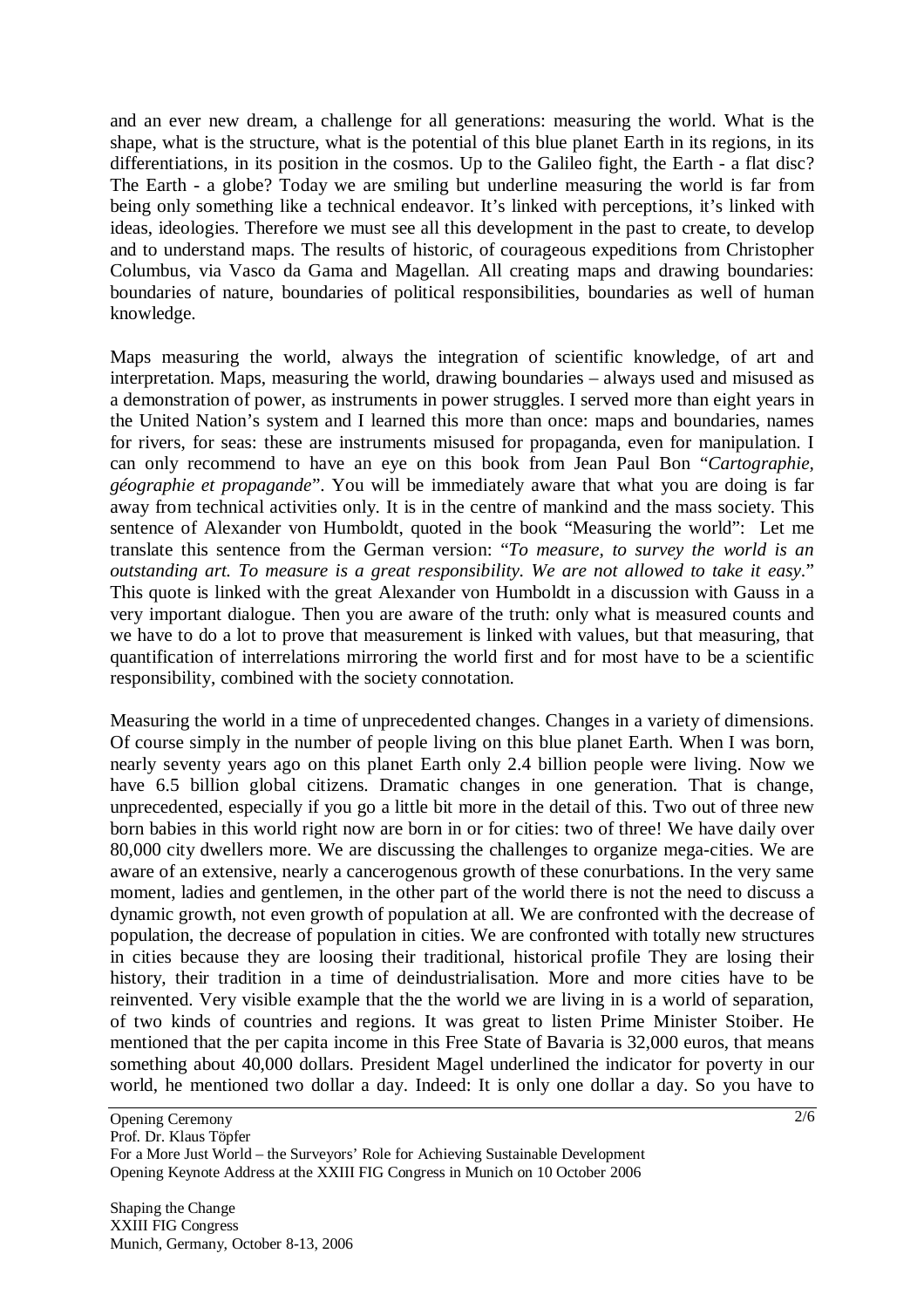and an ever new dream, a challenge for all generations: measuring the world. What is the shape, what is the structure, what is the potential of this blue planet Earth in its regions, in its differentiations, in its position in the cosmos. Up to the Galileo fight, the Earth - a flat disc? The Earth - a globe? Today we are smiling but underline measuring the world is far from being only something like a technical endeavor. It's linked with perceptions, it's linked with ideas, ideologies. Therefore we must see all this development in the past to create, to develop and to understand maps. The results of historic, of courageous expeditions from Christopher Columbus, via Vasco da Gama and Magellan. All creating maps and drawing boundaries: boundaries of nature, boundaries of political responsibilities, boundaries as well of human knowledge.

Maps measuring the world, always the integration of scientific knowledge, of art and interpretation. Maps, measuring the world, drawing boundaries – always used and misused as a demonstration of power, as instruments in power struggles. I served more than eight years in the United Nation's system and I learned this more than once: maps and boundaries, names for rivers, for seas: these are instruments misused for propaganda, even for manipulation. I can only recommend to have an eye on this book from Jean Paul Bon "*Cartographie, géographie et propagande*". You will be immediately aware that what you are doing is far away from technical activities only. It is in the centre of mankind and the mass society. This sentence of Alexander von Humboldt, quoted in the book "Measuring the world": Let me translate this sentence from the German version: "*To measure, to survey the world is an outstanding art. To measure is a great responsibility. We are not allowed to take it easy.*" This quote is linked with the great Alexander von Humboldt in a discussion with Gauss in a very important dialogue. Then you are aware of the truth: only what is measured counts and we have to do a lot to prove that measurement is linked with values, but that measuring, that quantification of interrelations mirroring the world first and for most have to be a scientific responsibility, combined with the society connotation.

Measuring the world in a time of unprecedented changes. Changes in a variety of dimensions. Of course simply in the number of people living on this blue planet Earth. When I was born, nearly seventy years ago on this planet Earth only 2.4 billion people were living. Now we have 6.5 billion global citizens. Dramatic changes in one generation. That is change, unprecedented, especially if you go a little bit more in the detail of this. Two out of three new born babies in this world right now are born in or for cities: two of three! We have daily over 80,000 city dwellers more. We are discussing the challenges to organize mega-cities. We are aware of an extensive, nearly a cancerogenous growth of these conurbations. In the very same moment, ladies and gentlemen, in the other part of the world there is not the need to discuss a dynamic growth, not even growth of population at all. We are confronted with the decrease of population, the decrease of population in cities. We are confronted with totally new structures in cities because they are loosing their traditional, historical profile They are losing their history, their tradition in a time of deindustrialisation. More and more cities have to be reinvented. Very visible example that the the world we are living in is a world of separation, of two kinds of countries and regions. It was great to listen Prime Minister Stoiber. He mentioned that the per capita income in this Free State of Bavaria is 32,000 euros, that means something about 40,000 dollars. President Magel underlined the indicator for poverty in our world, he mentioned two dollar a day. Indeed: It is only one dollar a day. So you have to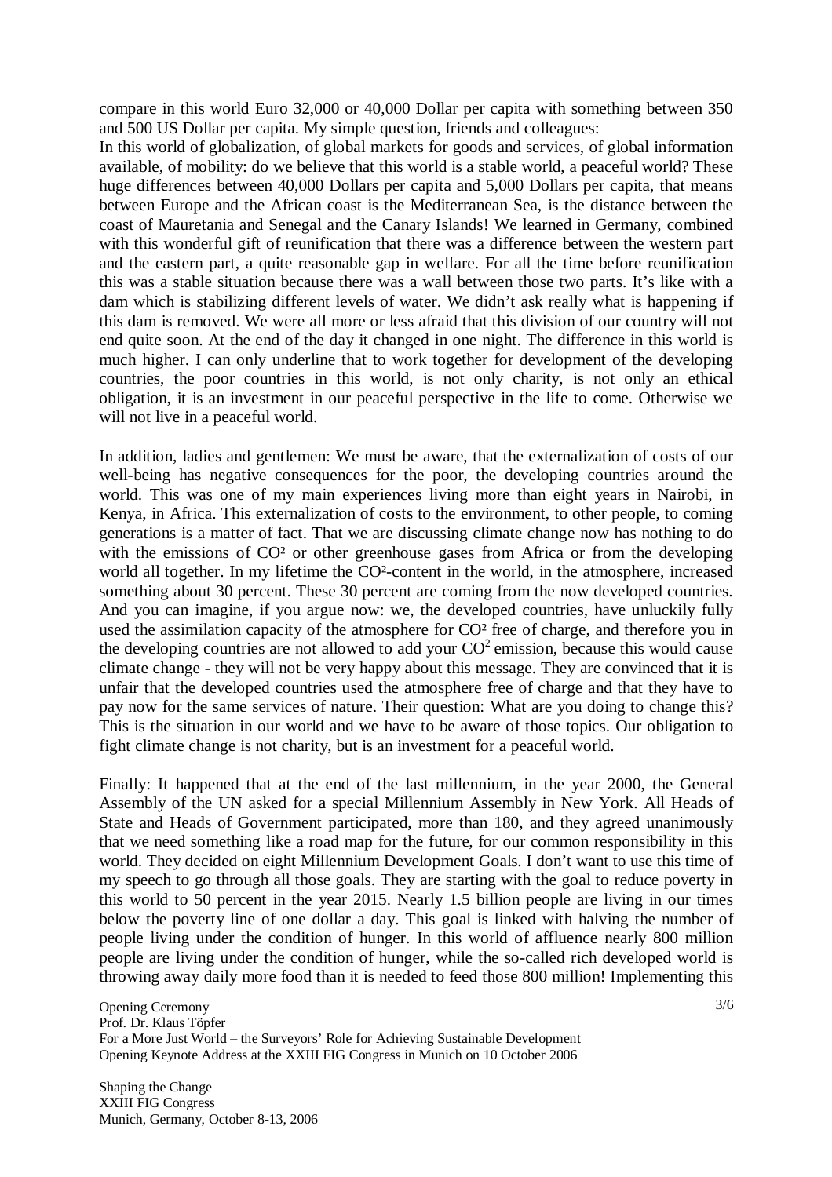compare in this world Euro 32,000 or 40,000 Dollar per capita with something between 350 and 500 US Dollar per capita. My simple question, friends and colleagues:

In this world of globalization, of global markets for goods and services, of global information available, of mobility: do we believe that this world is a stable world, a peaceful world? These huge differences between 40,000 Dollars per capita and 5,000 Dollars per capita, that means between Europe and the African coast is the Mediterranean Sea, is the distance between the coast of Mauretania and Senegal and the Canary Islands! We learned in Germany, combined with this wonderful gift of reunification that there was a difference between the western part and the eastern part, a quite reasonable gap in welfare. For all the time before reunification this was a stable situation because there was a wall between those two parts. It's like with a dam which is stabilizing different levels of water. We didn't ask really what is happening if this dam is removed. We were all more or less afraid that this division of our country will not end quite soon. At the end of the day it changed in one night. The difference in this world is much higher. I can only underline that to work together for development of the developing countries, the poor countries in this world, is not only charity, is not only an ethical obligation, it is an investment in our peaceful perspective in the life to come. Otherwise we will not live in a peaceful world.

In addition, ladies and gentlemen: We must be aware, that the externalization of costs of our well-being has negative consequences for the poor, the developing countries around the world. This was one of my main experiences living more than eight years in Nairobi, in Kenya, in Africa. This externalization of costs to the environment, to other people, to coming generations is a matter of fact. That we are discussing climate change now has nothing to do with the emissions of $CO^2$ or other greenhouse gases from Africa or from the developing world all together. In my lifetime the $CO^2$-content in the world, in the atmosphere, increased something about 30 percent. These 30 percent are coming from the now developed countries. And you can imagine, if you argue now: we, the developed countries, have unluckily fully used the assimilation capacity of the atmosphere for $CO^2$ free of charge, and therefore you in the developing countries are not allowed to add your $CO^2$ emission, because this would cause climate change - they will not be very happy about this message. They are convinced that it is unfair that the developed countries used the atmosphere free of charge and that they have to pay now for the same services of nature. Their question: What are you doing to change this? This is the situation in our world and we have to be aware of those topics. Our obligation to fight climate change is not charity, but is an investment for a peaceful world.

Finally: It happened that at the end of the last millennium, in the year 2000, the General Assembly of the UN asked for a special Millennium Assembly in New York. All Heads of State and Heads of Government participated, more than 180, and they agreed unanimously that we need something like a road map for the future, for our common responsibility in this world. They decided on eight Millennium Development Goals. I don't want to use this time of my speech to go through all those goals. They are starting with the goal to reduce poverty in this world to 50 percent in the year 2015. Nearly 1.5 billion people are living in our times below the poverty line of one dollar a day. This goal is linked with halving the number of people living under the condition of hunger. In this world of affluence nearly 800 million people are living under the condition of hunger, while the so-called rich developed world is throwing away daily more food than it is needed to feed those 800 million! Implementing this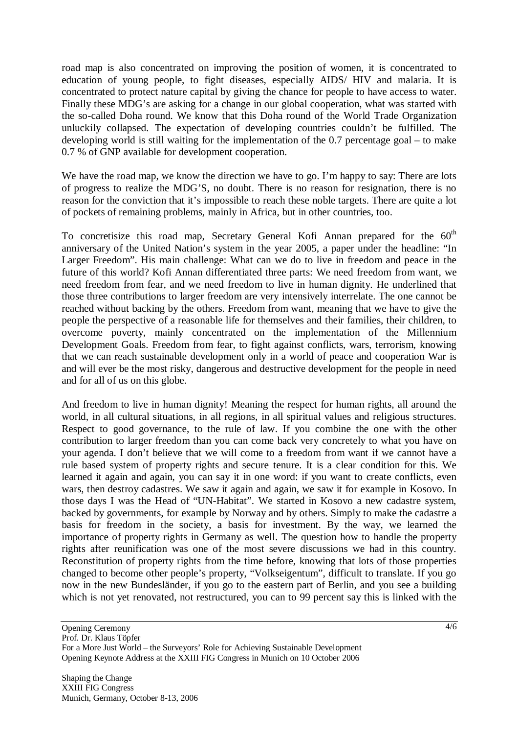road map is also concentrated on improving the position of women, it is concentrated to education of young people, to fight diseases, especially AIDS/ HIV and malaria. It is concentrated to protect nature capital by giving the chance for people to have access to water. Finally these MDG's are asking for a change in our global cooperation, what was started with the so-called Doha round. We know that this Doha round of the World Trade Organization unluckily collapsed. The expectation of developing countries couldn't be fulfilled. The developing world is still waiting for the implementation of the 0.7 percentage goal – to make 0.7 % of GNP available for development cooperation.

We have the road map, we know the direction we have to go. I'm happy to say: There are lots of progress to realize the MDG'S, no doubt. There is no reason for resignation, there is no reason for the conviction that it's impossible to reach these noble targets. There are quite a lot of pockets of remaining problems, mainly in Africa, but in other countries, too.

To concretisize this road map, Secretary General Kofi Annan prepared for the 60th anniversary of the United Nation's system in the year 2005, a paper under the headline: "In Larger Freedom". His main challenge: What can we do to live in freedom and peace in the future of this world? Kofi Annan differentiated three parts: We need freedom from want, we need freedom from fear, and we need freedom to live in human dignity. He underlined that those three contributions to larger freedom are very intensively interrelate. The one cannot be reached without backing by the others. Freedom from want, meaning that we have to give the people the perspective of a reasonable life for themselves and their families, their children, to overcome poverty, mainly concentrated on the implementation of the Millennium Development Goals. Freedom from fear, to fight against conflicts, wars, terrorism, knowing that we can reach sustainable development only in a world of peace and cooperation War is and will ever be the most risky, dangerous and destructive development for the people in need and for all of us on this globe.

And freedom to live in human dignity! Meaning the respect for human rights, all around the world, in all cultural situations, in all regions, in all spiritual values and religious structures. Respect to good governance, to the rule of law. If you combine the one with the other contribution to larger freedom than you can come back very concretely to what you have on your agenda. I don't believe that we will come to a freedom from want if we cannot have a rule based system of property rights and secure tenure. It is a clear condition for this. We learned it again and again, you can say it in one word: if you want to create conflicts, even wars, then destroy cadastres. We saw it again and again, we saw it for example in Kosovo. In those days I was the Head of "UN-Habitat". We started in Kosovo a new cadastre system, backed by governments, for example by Norway and by others. Simply to make the cadastre a basis for freedom in the society, a basis for investment. By the way, we learned the importance of property rights in Germany as well. The question how to handle the property rights after reunification was one of the most severe discussions we had in this country. Reconstitution of property rights from the time before, knowing that lots of those properties changed to become other people's property, "Volkseigentum", difficult to translate. If you go now in the new Bundesländer, if you go to the eastern part of Berlin, and you see a building which is not yet renovated, not restructured, you can to 99 percent say this is linked with the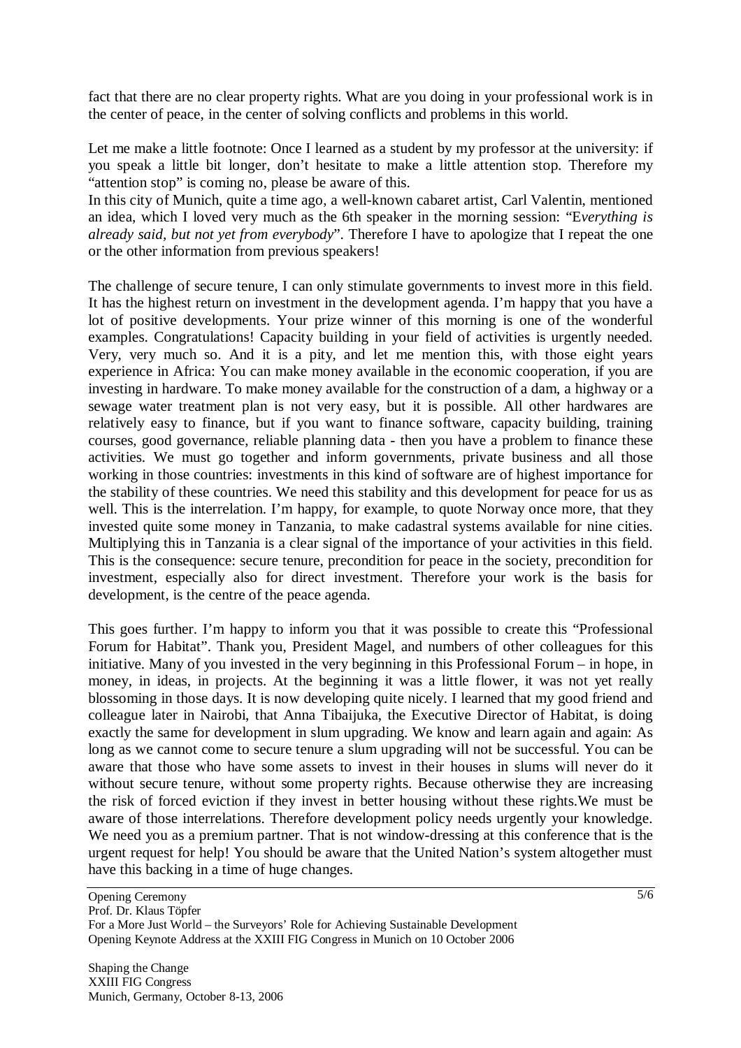fact that there are no clear property rights. What are you doing in your professional work is in the center of peace, in the center of solving conflicts and problems in this world.

Let me make a little footnote: Once I learned as a student by my professor at the university: if you speak a little bit longer, don't hesitate to make a little attention stop. Therefore my "attention stop" is coming no, please be aware of this.
In this city of Munich, quite a time ago, a well-known cabaret artist, Carl Valentin, mentioned an idea, which I loved very much as the 6th speaker in the morning session: "E*verything is already said, but not yet from everybody*". Therefore I have to apologize that I repeat the one or the other information from previous speakers!

The challenge of secure tenure, I can only stimulate governments to invest more in this field. It has the highest return on investment in the development agenda. I'm happy that you have a lot of positive developments. Your prize winner of this morning is one of the wonderful examples. Congratulations! Capacity building in your field of activities is urgently needed. Very, very much so. And it is a pity, and let me mention this, with those eight years experience in Africa: You can make money available in the economic cooperation, if you are investing in hardware. To make money available for the construction of a dam, a highway or a sewage water treatment plan is not very easy, but it is possible. All other hardwares are relatively easy to finance, but if you want to finance software, capacity building, training courses, good governance, reliable planning data - then you have a problem to finance these activities. We must go together and inform governments, private business and all those working in those countries: investments in this kind of software are of highest importance for the stability of these countries. We need this stability and this development for peace for us as well. This is the interrelation. I'm happy, for example, to quote Norway once more, that they invested quite some money in Tanzania, to make cadastral systems available for nine cities. Multiplying this in Tanzania is a clear signal of the importance of your activities in this field. This is the consequence: secure tenure, precondition for peace in the society, precondition for investment, especially also for direct investment. Therefore your work is the basis for development, is the centre of the peace agenda.

This goes further. I'm happy to inform you that it was possible to create this "Professional Forum for Habitat". Thank you, President Magel, and numbers of other colleagues for this initiative. Many of you invested in the very beginning in this Professional Forum – in hope, in money, in ideas, in projects. At the beginning it was a little flower, it was not yet really blossoming in those days. It is now developing quite nicely. I learned that my good friend and colleague later in Nairobi, that Anna Tibaijuka, the Executive Director of Habitat, is doing exactly the same for development in slum upgrading. We know and learn again and again: As long as we cannot come to secure tenure a slum upgrading will not be successful. You can be aware that those who have some assets to invest in their houses in slums will never do it without secure tenure, without some property rights. Because otherwise they are increasing the risk of forced eviction if they invest in better housing without these rights.We must be aware of those interrelations. Therefore development policy needs urgently your knowledge. We need you as a premium partner. That is not window-dressing at this conference that is the urgent request for help! You should be aware that the United Nation's system altogether must have this backing in a time of huge changes.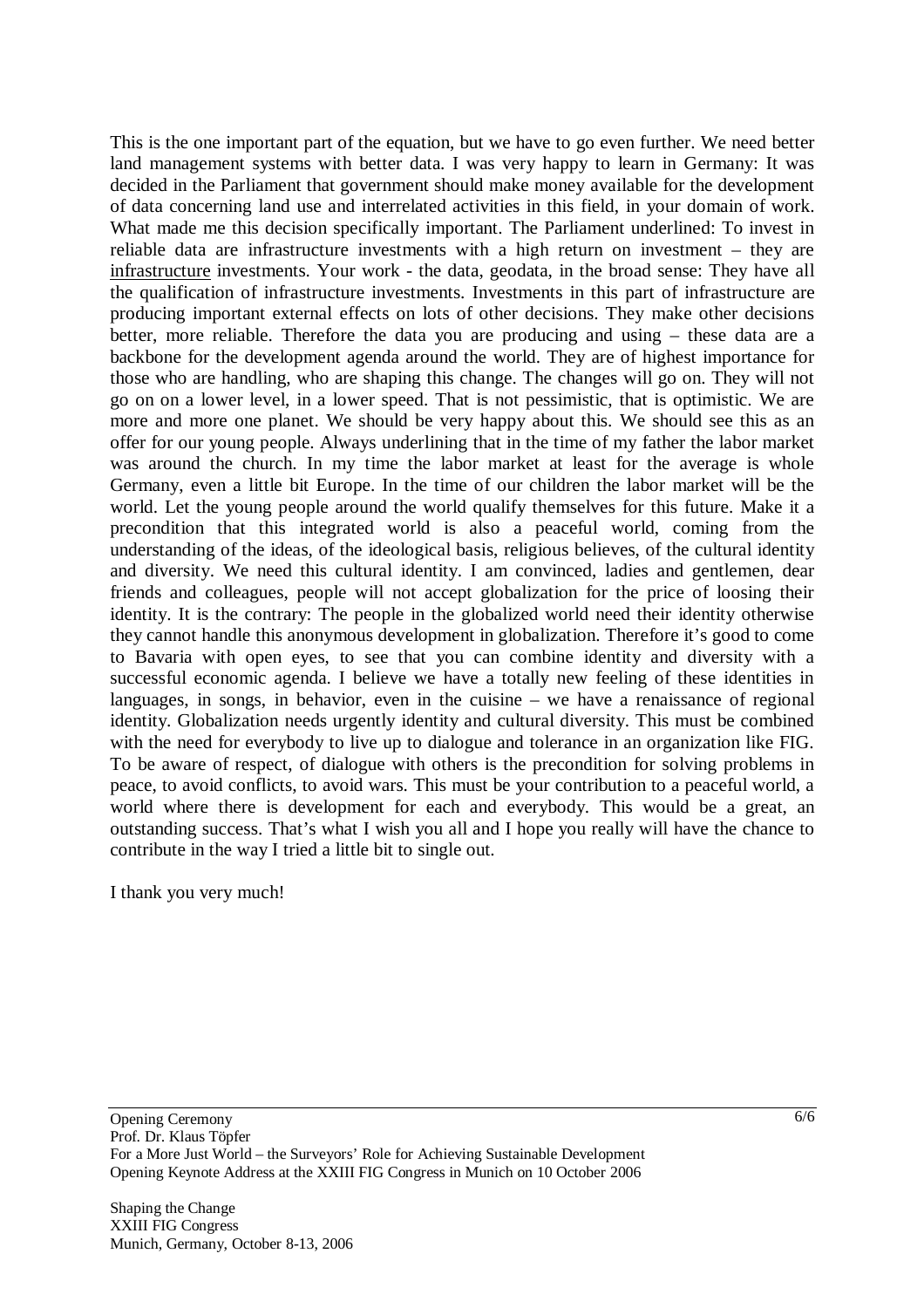This is the one important part of the equation, but we have to go even further. We need better land management systems with better data. I was very happy to learn in Germany: It was decided in the Parliament that government should make money available for the development of data concerning land use and interrelated activities in this field, in your domain of work. What made me this decision specifically important. The Parliament underlined: To invest in reliable data are infrastructure investments with a high return on investment – they are infrastructure investments. Your work - the data, geodata, in the broad sense: They have all the qualification of infrastructure investments. Investments in this part of infrastructure are producing important external effects on lots of other decisions. They make other decisions better, more reliable. Therefore the data you are producing and using – these data are a backbone for the development agenda around the world. They are of highest importance for those who are handling, who are shaping this change. The changes will go on. They will not go on on a lower level, in a lower speed. That is not pessimistic, that is optimistic. We are more and more one planet. We should be very happy about this. We should see this as an offer for our young people. Always underlining that in the time of my father the labor market was around the church. In my time the labor market at least for the average is whole Germany, even a little bit Europe. In the time of our children the labor market will be the world. Let the young people around the world qualify themselves for this future. Make it a precondition that this integrated world is also a peaceful world, coming from the understanding of the ideas, of the ideological basis, religious believes, of the cultural identity and diversity. We need this cultural identity. I am convinced, ladies and gentlemen, dear friends and colleagues, people will not accept globalization for the price of loosing their identity. It is the contrary: The people in the globalized world need their identity otherwise they cannot handle this anonymous development in globalization. Therefore it's good to come to Bavaria with open eyes, to see that you can combine identity and diversity with a successful economic agenda. I believe we have a totally new feeling of these identities in languages, in songs, in behavior, even in the cuisine – we have a renaissance of regional identity. Globalization needs urgently identity and cultural diversity. This must be combined with the need for everybody to live up to dialogue and tolerance in an organization like FIG. To be aware of respect, of dialogue with others is the precondition for solving problems in peace, to avoid conflicts, to avoid wars. This must be your contribution to a peaceful world, a world where there is development for each and everybody. This would be a great, an outstanding success. That's what I wish you all and I hope you really will have the chance to contribute in the way I tried a little bit to single out.

I thank you very much!